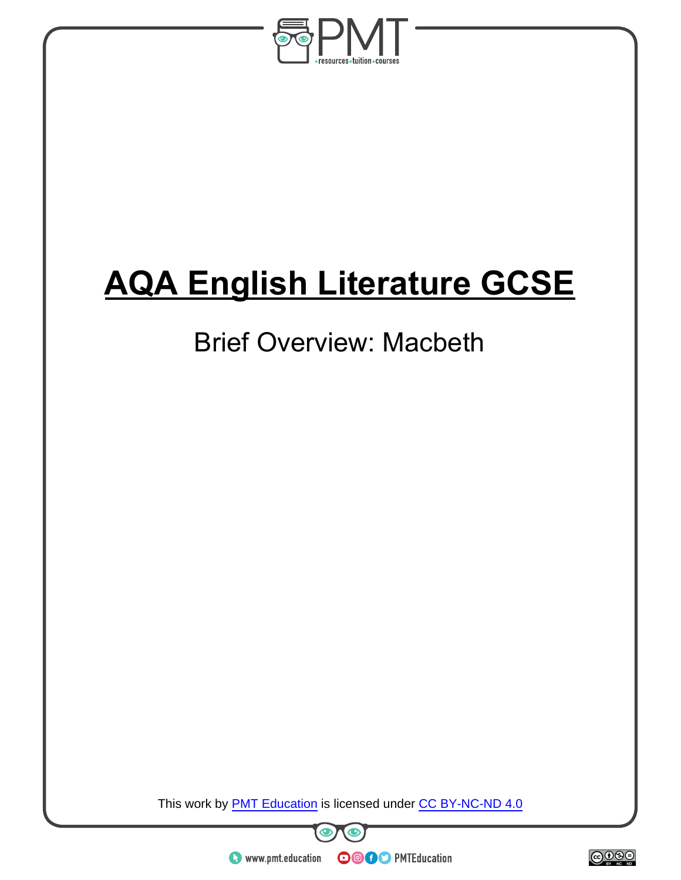# AQA English Literature GCSE

## Brief Overview: Macbeth

This work by PMT Education is licensed under CC BY-NC-ND 4.0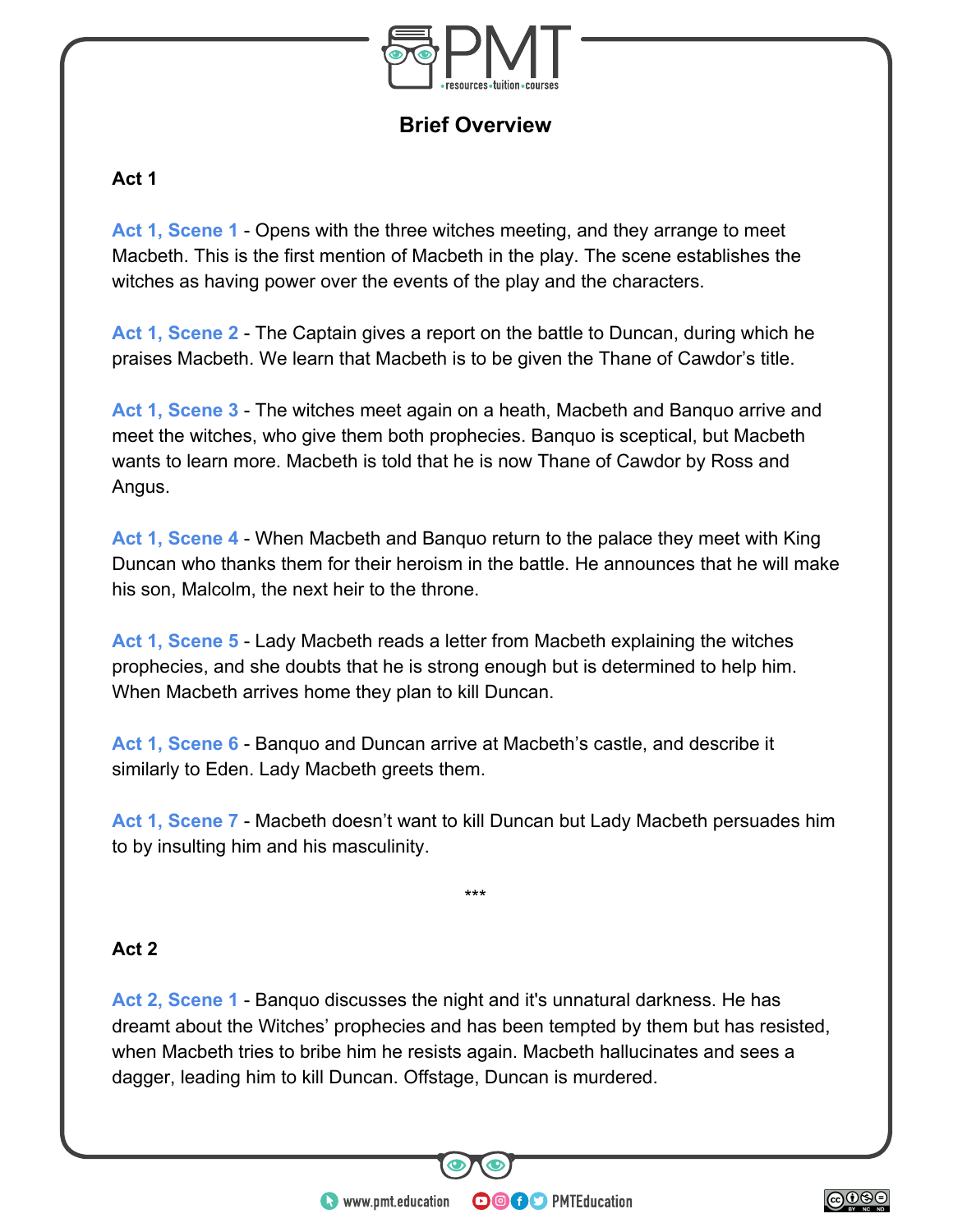# Brief Overview

## Act 1

**Act 1, Scene 1** - Opens with the three witches meeting, and they arrange to meet Macbeth. This is the first mention of Macbeth in the play. The scene establishes the witches as having power over the events of the play and the characters.

**Act 1, Scene 2** - The Captain gives a report on the battle to Duncan, during which he praises Macbeth. We learn that Macbeth is to be given the Thane of Cawdor's title.

**Act 1, Scene 3** - The witches meet again on a heath, Macbeth and Banquo arrive and meet the witches, who give them both prophecies. Banquo is sceptical, but Macbeth wants to learn more. Macbeth is told that he is now Thane of Cawdor by Ross and Angus.

**Act 1, Scene 4** - When Macbeth and Banquo return to the palace they meet with King Duncan who thanks them for their heroism in the battle. He announces that he will make his son, Malcolm, the next heir to the throne.

**Act 1, Scene 5** - Lady Macbeth reads a letter from Macbeth explaining the witches prophecies, and she doubts that he is strong enough but is determined to help him. When Macbeth arrives home they plan to kill Duncan.

**Act 1, Scene 6** - Banquo and Duncan arrive at Macbeth's castle, and describe it similarly to Eden. Lady Macbeth greets them.

**Act 1, Scene 7** - Macbeth doesn't want to kill Duncan but Lady Macbeth persuades him to by insulting him and his masculinity.

***

## Act 2

**Act 2, Scene 1** - Banquo discusses the night and it's unnatural darkness. He has dreamt about the Witches' prophecies and has been tempted by them but has resisted, when Macbeth tries to bribe him he resists again. Macbeth hallucinates and sees a dagger, leading him to kill Duncan. Offstage, Duncan is murdered.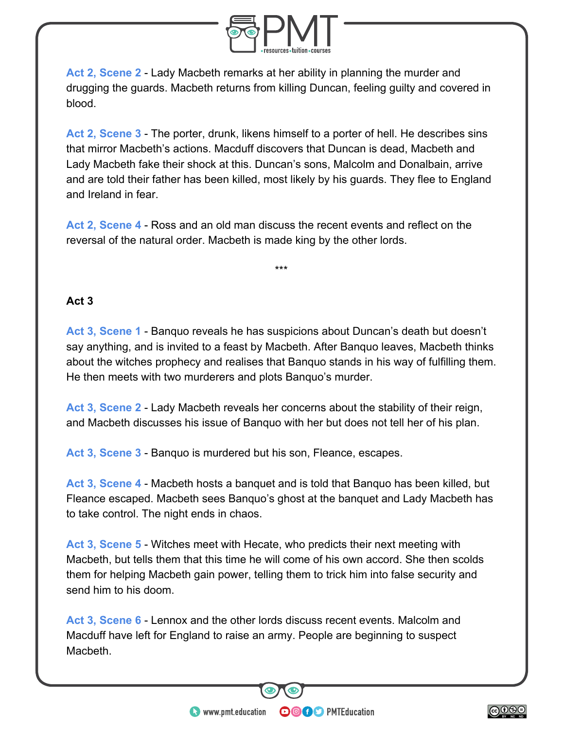**Act 2, Scene 2** - Lady Macbeth remarks at her ability in planning the murder and drugging the guards. Macbeth returns from killing Duncan, feeling guilty and covered in blood.

**Act 2, Scene 3** - The porter, drunk, likens himself to a porter of hell. He describes sins that mirror Macbeth's actions. Macduff discovers that Duncan is dead, Macbeth and Lady Macbeth fake their shock at this. Duncan's sons, Malcolm and Donalbain, arrive and are told their father has been killed, most likely by his guards. They flee to England and Ireland in fear.

**Act 2, Scene 4** - Ross and an old man discuss the recent events and reflect on the reversal of the natural order. Macbeth is made king by the other lords.

***

## Act 3

**Act 3, Scene 1** - Banquo reveals he has suspicions about Duncan's death but doesn't say anything, and is invited to a feast by Macbeth. After Banquo leaves, Macbeth thinks about the witches prophecy and realises that Banquo stands in his way of fulfilling them. He then meets with two murderers and plots Banquo's murder.

**Act 3, Scene 2** - Lady Macbeth reveals her concerns about the stability of their reign, and Macbeth discusses his issue of Banquo with her but does not tell her of his plan.

**Act 3, Scene 3** - Banquo is murdered but his son, Fleance, escapes.

**Act 3, Scene 4** - Macbeth hosts a banquet and is told that Banquo has been killed, but Fleance escaped. Macbeth sees Banquo's ghost at the banquet and Lady Macbeth has to take control. The night ends in chaos.

**Act 3, Scene 5** - Witches meet with Hecate, who predicts their next meeting with Macbeth, but tells them that this time he will come of his own accord. She then scolds them for helping Macbeth gain power, telling them to trick him into false security and send him to his doom.

**Act 3, Scene 6** - Lennox and the other lords discuss recent events. Malcolm and Macduff have left for England to raise an army. People are beginning to suspect Macbeth.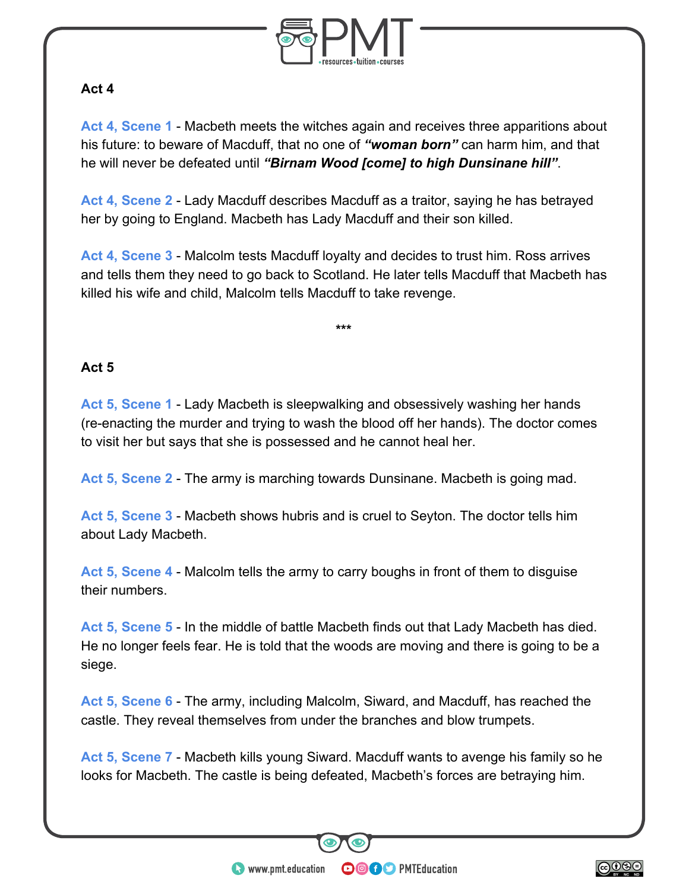## Act 4

**Act 4, Scene 1** - Macbeth meets the witches again and receives three apparitions about his future: to beware of Macduff, that no one of ***"woman born"*** can harm him, and that he will never be defeated until ***"Birnam Wood [come] to high Dunsinane hill"***.

**Act 4, Scene 2** - Lady Macduff describes Macduff as a traitor, saying he has betrayed her by going to England. Macbeth has Lady Macduff and their son killed.

**Act 4, Scene 3** - Malcolm tests Macduff loyalty and decides to trust him. Ross arrives and tells them they need to go back to Scotland. He later tells Macduff that Macbeth has killed his wife and child, Malcolm tells Macduff to take revenge.

***

## Act 5

**Act 5, Scene 1** - Lady Macbeth is sleepwalking and obsessively washing her hands (re-enacting the murder and trying to wash the blood off her hands). The doctor comes to visit her but says that she is possessed and he cannot heal her.

**Act 5, Scene 2** - The army is marching towards Dunsinane. Macbeth is going mad.

**Act 5, Scene 3** - Macbeth shows hubris and is cruel to Seyton. The doctor tells him about Lady Macbeth.

**Act 5, Scene 4** - Malcolm tells the army to carry boughs in front of them to disguise their numbers.

**Act 5, Scene 5** - In the middle of battle Macbeth finds out that Lady Macbeth has died. He no longer feels fear. He is told that the woods are moving and there is going to be a siege.

**Act 5, Scene 6** - The army, including Malcolm, Siward, and Macduff, has reached the castle. They reveal themselves from under the branches and blow trumpets.

**Act 5, Scene 7** - Macbeth kills young Siward. Macduff wants to avenge his family so he looks for Macbeth. The castle is being defeated, Macbeth's forces are betraying him.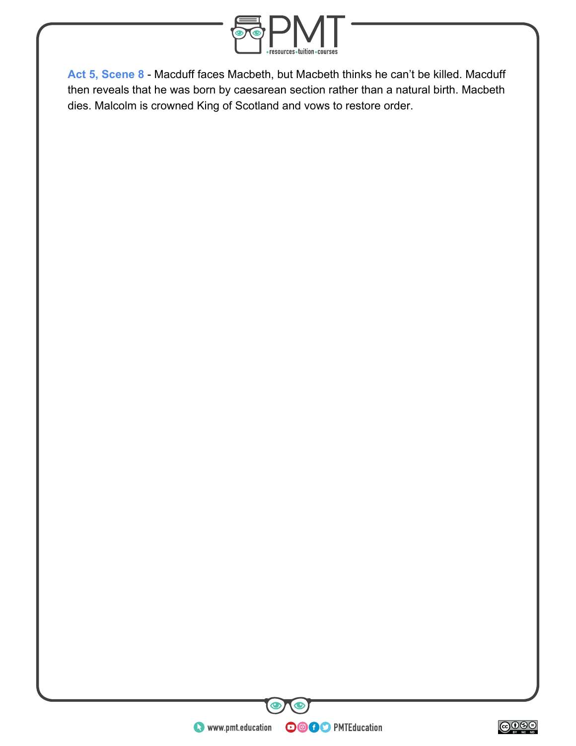**Act 5, Scene 8** - Macduff faces Macbeth, but Macbeth thinks he can't be killed. Macduff then reveals that he was born by caesarean section rather than a natural birth. Macbeth dies. Malcolm is crowned King of Scotland and vows to restore order.